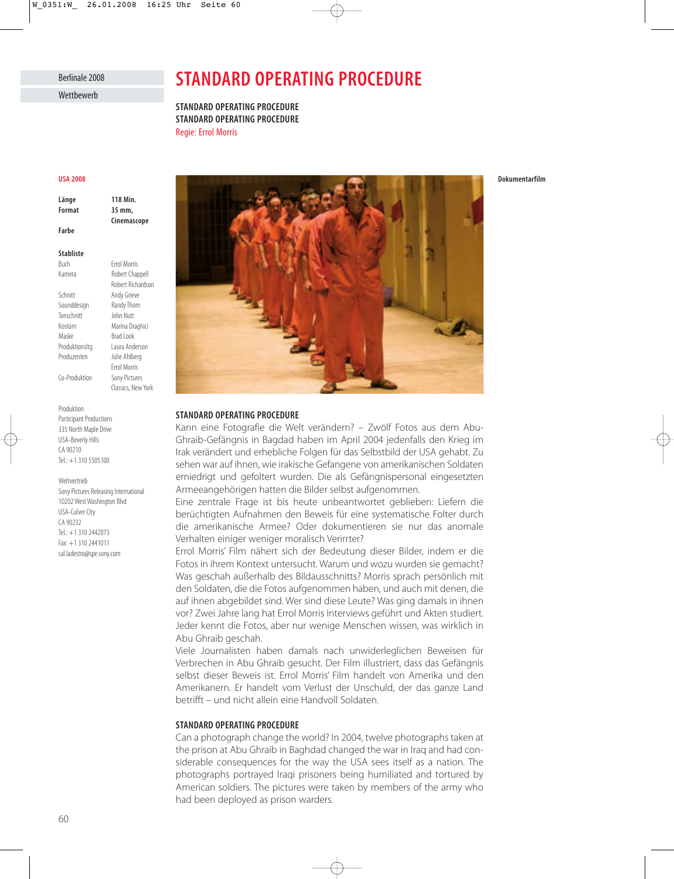Berlinale 2008

Wettbewerb

# STANDARD OPERATING PROCEDURE

**STANDARD OPERATING PROCEDURE**
**STANDARD OPERATING PROCEDURE**
Regie: Errol Morris

**USA 2008**

| | |
|---|---|
| **Länge** | **118 Min.** |
| **Format** | **35 mm, Cinemascope** |
| **Farbe** | |

**Stabliste**

| | |
|---|---|
| Buch | Errol Morris |
| Kamera | Robert Chappell<br>Robert Richardson |
| Schnitt | Andy Grieve |
| Sounddesign | Randy Thom |
| Tonschnitt | John Nutt |
| Kostüm | Marina Draghici |
| Maske | Brad Look |
| Produktionsltg. | Laura Anderson |
| Produzenten | Julie Ahlberg<br>Errol Morris |
| Co-Produktion | Sony Pictures Classics, New York |

Produktion
Participant Productions
335 North Maple Drive
USA-Beverly Hills
CA 90210
Tel.: +1 310 5505100

Weltvertrieb
Sony Pictures Releasing International
10202 West Washington Blvd
USA-Culver City
CA 90232
Tel.: +1 310 2442073
Fax: +1 310 2441011
sal.ladestro@spe.sony.com

**Dokumentarfilm**

**STANDARD OPERATING PROCEDURE**

Kann eine Fotografie die Welt verändern? – Zwölf Fotos aus dem Abu-Ghraib-Gefängnis in Bagdad haben im April 2004 jedenfalls den Krieg im Irak verändert und erhebliche Folgen für das Selbstbild der USA gehabt. Zu sehen war auf ihnen, wie irakische Gefangene von amerikanischen Soldaten erniedrigt und gefoltert wurden. Die als Gefängnispersonal eingesetzten Armeeangehörigen hatten die Bilder selbst aufgenommen.

Eine zentrale Frage ist bis heute unbeantwortet geblieben: Liefern die berüchtigten Aufnahmen den Beweis für eine systematische Folter durch die amerikanische Armee? Oder dokumentieren sie nur das anomale Verhalten einiger weniger moralisch Verirrter?

Errol Morris' Film nähert sich der Bedeutung dieser Bilder, indem er die Fotos in ihrem Kontext untersucht. Warum und wozu wurden sie gemacht? Was geschah außerhalb des Bildausschnitts? Morris sprach persönlich mit den Soldaten, die die Fotos aufgenommen haben, und auch mit denen, die auf ihnen abgebildet sind. Wer sind diese Leute? Was ging damals in ihnen vor? Zwei Jahre lang hat Errol Morris Interviews geführt und Akten studiert. Jeder kennt die Fotos, aber nur wenige Menschen wissen, was wirklich in Abu Ghraib geschah.

Viele Journalisten haben damals nach unwiderleglichen Beweisen für Verbrechen in Abu Ghraib gesucht. Der Film illustriert, dass das Gefängnis selbst dieser Beweis ist. Errol Morris' Film handelt von Amerika und den Amerikanern. Er handelt vom Verlust der Unschuld, der das ganze Land betrifft – und nicht allein eine Handvoll Soldaten.

**STANDARD OPERATING PROCEDURE**

Can a photograph change the world? In 2004, twelve photographs taken at the prison at Abu Ghraib in Baghdad changed the war in Iraq and had considerable consequences for the way the USA sees itself as a nation. The photographs portrayed Iraqi prisoners being humiliated and tortured by American soldiers. The pictures were taken by members of the army who had been deployed as prison warders.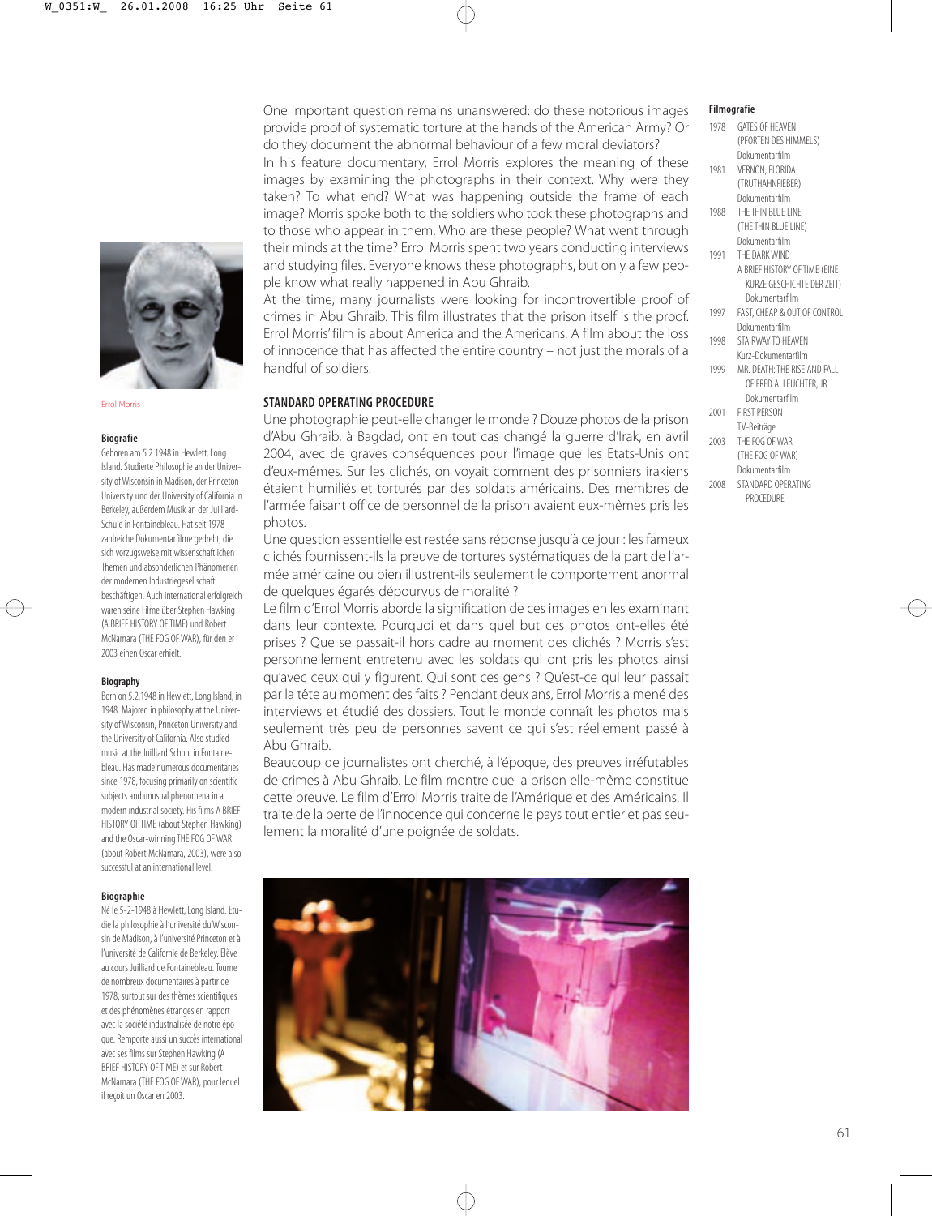One important question remains unanswered: do these notorious images provide proof of systematic torture at the hands of the American Army? Or do they document the abnormal behaviour of a few moral deviators?
In his feature documentary, Errol Morris explores the meaning of these images by examining the photographs in their context. Why were they taken? To what end? What was happening outside the frame of each image? Morris spoke both to the soldiers who took these photographs and to those who appear in them. Who are these people? What went through their minds at the time? Errol Morris spent two years conducting interviews and studying files. Everyone knows these photographs, but only a few people know what really happened in Abu Ghraib.
At the time, many journalists were looking for incontrovertible proof of crimes in Abu Ghraib. This film illustrates that the prison itself is the proof. Errol Morris' film is about America and the Americans. A film about the loss of innocence that has affected the entire country – not just the morals of a handful of soldiers.

## STANDARD OPERATING PROCEDURE

Une photographie peut-elle changer le monde ? Douze photos de la prison d'Abu Ghraib, à Bagdad, ont en tout cas changé la guerre d'Irak, en avril 2004, avec de graves conséquences pour l'image que les Etats-Unis ont d'eux-mêmes. Sur les clichés, on voyait comment des prisonniers irakiens étaient humiliés et torturés par des soldats américains. Des membres de l'armée faisant office de personnel de la prison avaient eux-mêmes pris les photos.
Une question essentielle est restée sans réponse jusqu'à ce jour : les fameux clichés fournissent-ils la preuve de tortures systématiques de la part de l'armée américaine ou bien illustrent-ils seulement le comportement anormal de quelques égarés dépourvus de moralité ?
Le film d'Errol Morris aborde la signification de ces images en les examinant dans leur contexte. Pourquoi et dans quel but ces photos ont-elles été prises ? Que se passait-il hors cadre au moment des clichés ? Morris s'est personnellement entretenu avec les soldats qui ont pris les photos ainsi qu'avec ceux qui y figurent. Qui sont ces gens ? Qu'est-ce qui leur passait par la tête au moment des faits ? Pendant deux ans, Errol Morris a mené des interviews et étudié des dossiers. Tout le monde connaît les photos mais seulement très peu de personnes savent ce qui s'est réellement passé à Abu Ghraib.
Beaucoup de journalistes ont cherché, à l'époque, des preuves irréfutables de crimes à Abu Ghraib. Le film montre que la prison elle-même constitue cette preuve. Le film d'Errol Morris traite de l'Amérique et des Américains. Il traite de la perte de l'innocence qui concerne le pays tout entier et pas seulement la moralité d'une poignée de soldats.

Errol Morris

### Biografie

Geboren am 5.2.1948 in Hewlett, Long Island. Studierte Philosophie an der University of Wisconsin in Madison, der Princeton University und der University of California in Berkeley, außerdem Musik an der Juilliard-Schule in Fontainebleau. Hat seit 1978 zahlreiche Dokumentarfilme gedreht, die sich vorzugsweise mit wissenschaftlichen Themen und absonderlichen Phänomenen der modernen Industriegesellschaft beschäftigen. Auch international erfolgreich waren seine Filme über Stephen Hawking (A BRIEF HISTORY OF TIME) und Robert McNamara (THE FOG OF WAR), für den er 2003 einen Oscar erhielt.

### Biography

Born on 5.2.1948 in Hewlett, Long Island, in 1948. Majored in philosophy at the University of Wisconsin, Princeton University and the University of California. Also studied music at the Juilliard School in Fontainebleau. Has made numerous documentaries since 1978, focusing primarily on scientific subjects and unusual phenomena in a modern industrial society. His films A BRIEF HISTORY OF TIME (about Stephen Hawking) and the Oscar-winning THE FOG OF WAR (about Robert McNamara, 2003), were also successful at an international level.

### Biographie

Né le 5-2-1948 à Hewlett, Long Island. Etudie la philosophie à l'université du Wisconsin de Madison, à l'université Princeton et à l'université de Californie de Berkeley. Elève au cours Juilliard de Fontainebleau. Tourne de nombreux documentaires à partir de 1978, surtout sur des thèmes scientifiques et des phénomènes étranges en rapport avec la société industrialisée de notre époque. Remporte aussi un succès international avec ses films sur Stephen Hawking (A BRIEF HISTORY OF TIME) et sur Robert McNamara (THE FOG OF WAR), pour lequel il reçoit un Oscar en 2003.

### Filmografie

1978 GATES OF HEAVEN (PFORTEN DES HIMMELS) Dokumentarfilm
1981 VERNON, FLORIDA (TRUTHAHNFIEBER) Dokumentarfilm
1988 THE THIN BLUE LINE (THE THIN BLUE LINE) Dokumentarfilm
1991 THE DARK WIND
A BRIEF HISTORY OF TIME (EINE KURZE GESCHICHTE DER ZEIT) Dokumentarfilm
1997 FAST, CHEAP & OUT OF CONTROL Dokumentarfilm
1998 STAIRWAY TO HEAVEN Kurz-Dokumentarfilm
1999 MR. DEATH: THE RISE AND FALL OF FRED A. LEUCHTER, JR. Dokumentarfilm
2001 FIRST PERSON TV-Beiträge
2003 THE FOG OF WAR (THE FOG OF WAR) Dokumentarfilm
2008 STANDARD OPERATING PROCEDURE